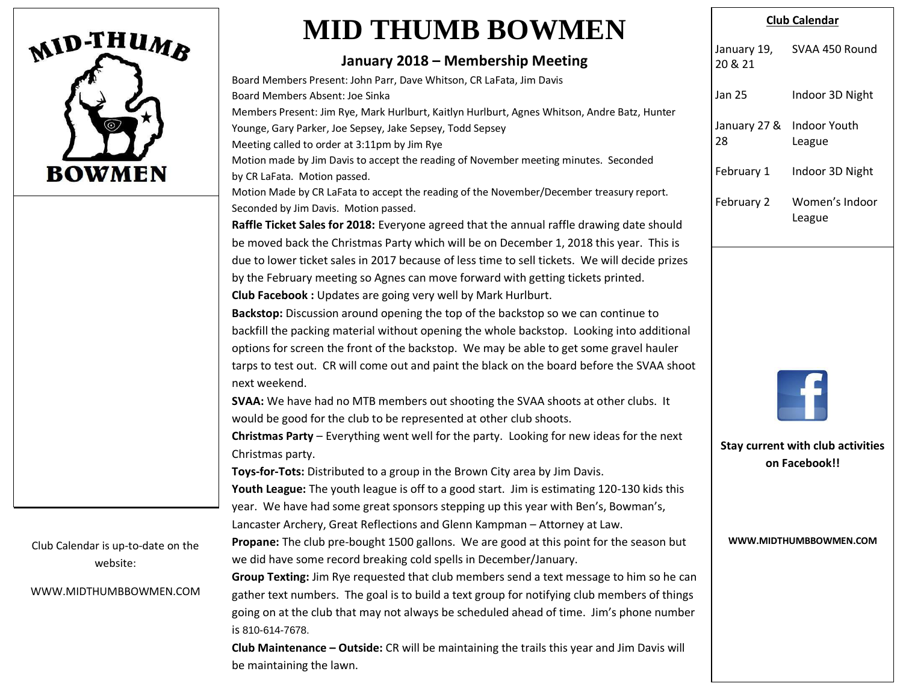# MID THUMB BOWMEN

## January 2018 – Membership Meeting

Board Members Present: John Parr, Dave Whitson, CR LaFata, Jim Davis
Board Members Absent: Joe Sinka
Members Present: Jim Rye, Mark Hurlburt, Kaitlyn Hurlburt, Agnes Whitson, Andre Batz, Hunter Younge, Gary Parker, Joe Sepsey, Jake Sepsey, Todd Sepsey
Meeting called to order at 3:11pm by Jim Rye
Motion made by Jim Davis to accept the reading of November meeting minutes. Seconded by CR LaFata. Motion passed.
Motion Made by CR LaFata to accept the reading of the November/December treasury report. Seconded by Jim Davis. Motion passed.

**Raffle Ticket Sales for 2018:** Everyone agreed that the annual raffle drawing date should be moved back the Christmas Party which will be on December 1, 2018 this year. This is due to lower ticket sales in 2017 because of less time to sell tickets. We will decide prizes by the February meeting so Agnes can move forward with getting tickets printed.

**Club Facebook :** Updates are going very well by Mark Hurlburt.

**Backstop:** Discussion around opening the top of the backstop so we can continue to backfill the packing material without opening the whole backstop. Looking into additional options for screen the front of the backstop. We may be able to get some gravel hauler tarps to test out. CR will come out and paint the black on the board before the SVAA shoot next weekend.

**SVAA:** We have had no MTB members out shooting the SVAA shoots at other clubs. It would be good for the club to be represented at other club shoots.

**Christmas Party** – Everything went well for the party. Looking for new ideas for the next Christmas party.

**Toys-for-Tots:** Distributed to a group in the Brown City area by Jim Davis.

**Youth League:** The youth league is off to a good start. Jim is estimating 120-130 kids this year. We have had some great sponsors stepping up this year with Ben's, Bowman's, Lancaster Archery, Great Reflections and Glenn Kampman – Attorney at Law.

**Propane:** The club pre-bought 1500 gallons. We are good at this point for the season but we did have some record breaking cold spells in December/January.

**Group Texting:** Jim Rye requested that club members send a text message to him so he can gather text numbers. The goal is to build a text group for notifying club members of things going on at the club that may not always be scheduled ahead of time. Jim's phone number is 810-614-7678.

**Club Maintenance – Outside:** CR will be maintaining the trails this year and Jim Davis will be maintaining the lawn.

Club Calendar is up-to-date on the website:

WWW.MIDTHUMBBOWMEN.COM

**Club Calendar**

| Date | Event |
|---|---|
| January 19, 20 & 21 | SVAA 450 Round |
| Jan 25 | Indoor 3D Night |
| January 27 & 28 | Indoor Youth League |
| February 1 | Indoor 3D Night |
| February 2 | Women's Indoor League |

**Stay current with club activities on Facebook!!**

**WWW.MIDTHUMBBOWMEN.COM**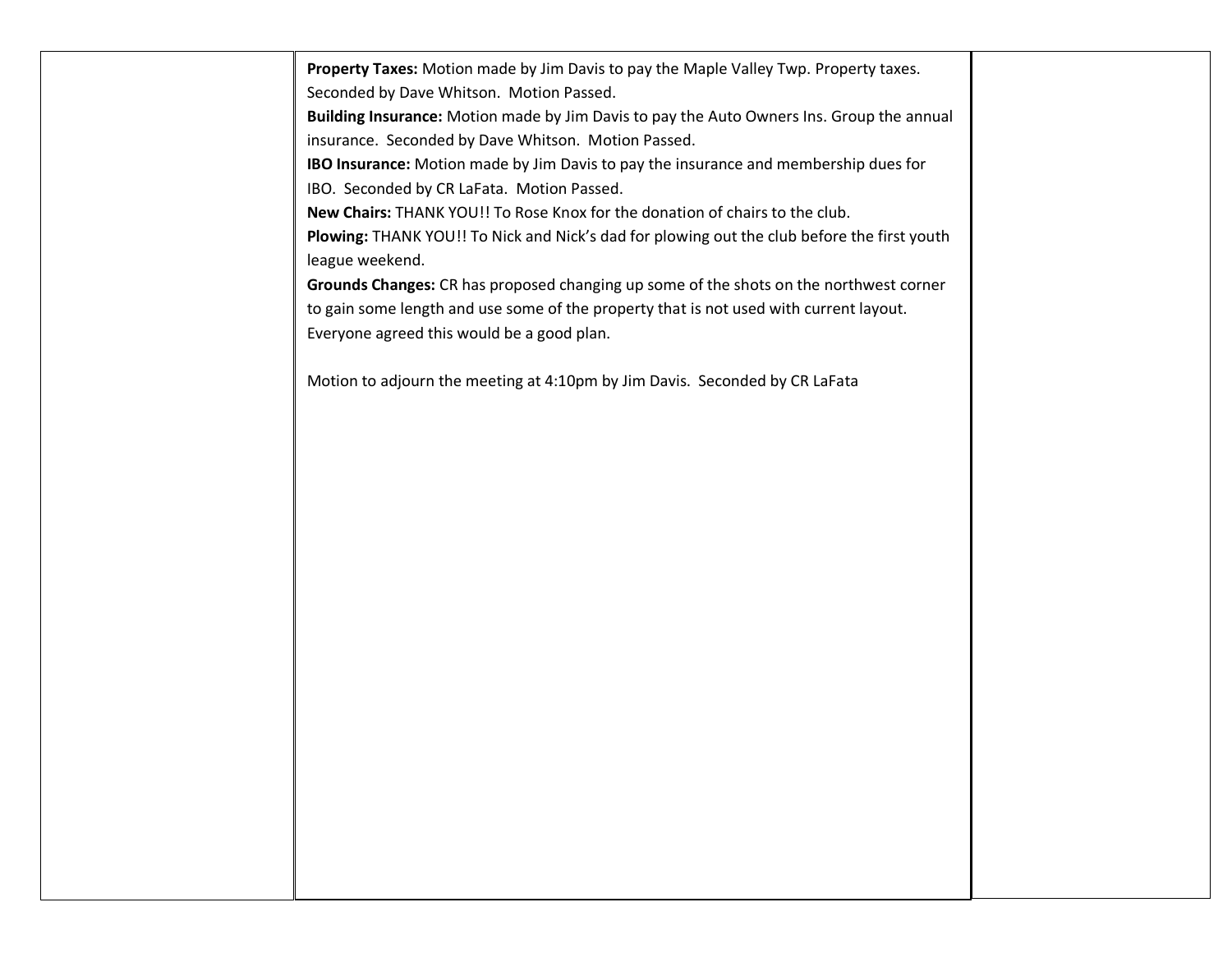**Property Taxes:** Motion made by Jim Davis to pay the Maple Valley Twp. Property taxes. Seconded by Dave Whitson. Motion Passed.

**Building Insurance:** Motion made by Jim Davis to pay the Auto Owners Ins. Group the annual insurance. Seconded by Dave Whitson. Motion Passed.

**IBO Insurance:** Motion made by Jim Davis to pay the insurance and membership dues for IBO. Seconded by CR LaFata. Motion Passed.

**New Chairs:** THANK YOU!! To Rose Knox for the donation of chairs to the club.

**Plowing:** THANK YOU!! To Nick and Nick's dad for plowing out the club before the first youth league weekend.

**Grounds Changes:** CR has proposed changing up some of the shots on the northwest corner to gain some length and use some of the property that is not used with current layout. Everyone agreed this would be a good plan.

Motion to adjourn the meeting at 4:10pm by Jim Davis. Seconded by CR LaFata